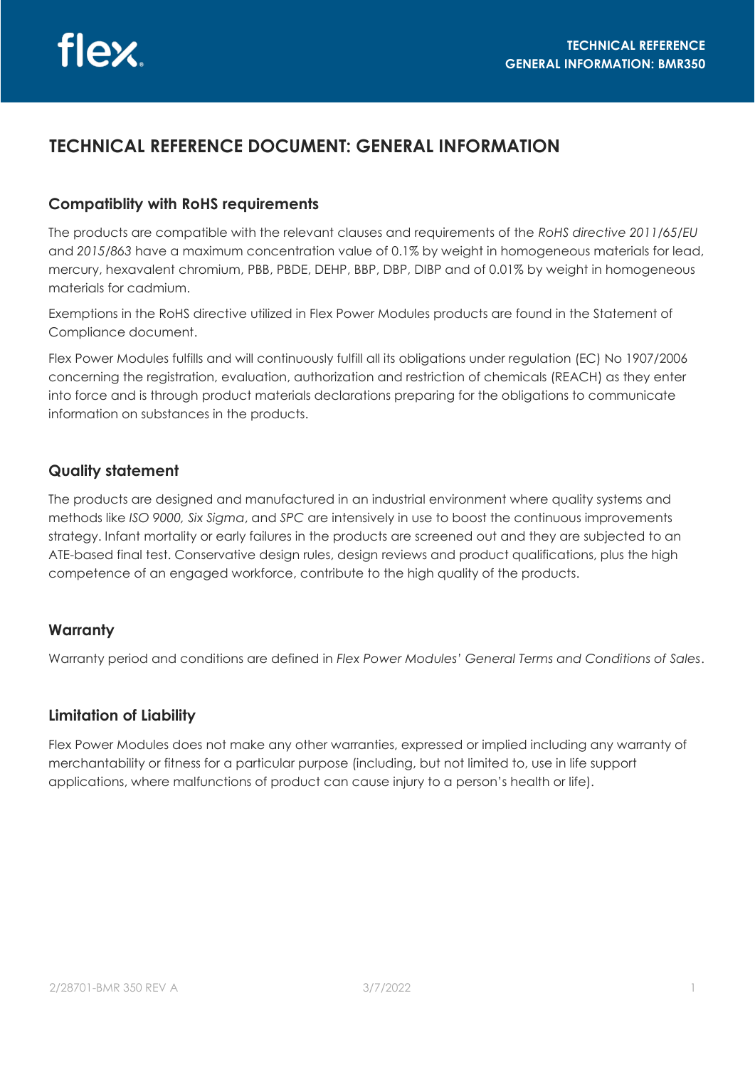# TECHNICAL REFERENCE DOCUMENT: GENERAL INFORMATION

## Compatiblity with RoHS requirements

The products are compatible with the relevant clauses and requirements of the *RoHS directive 2011/65/EU* and *2015/863* have a maximum concentration value of 0.1% by weight in homogeneous materials for lead, mercury, hexavalent chromium, PBB, PBDE, DEHP, BBP, DBP, DIBP and of 0.01% by weight in homogeneous materials for cadmium.

Exemptions in the RoHS directive utilized in Flex Power Modules products are found in the Statement of Compliance document.

Flex Power Modules fulfills and will continuously fulfill all its obligations under regulation (EC) No 1907/2006 concerning the registration, evaluation, authorization and restriction of chemicals (REACH) as they enter into force and is through product materials declarations preparing for the obligations to communicate information on substances in the products.

## Quality statement

The products are designed and manufactured in an industrial environment where quality systems and methods like *ISO 9000, Six Sigma*, and *SPC* are intensively in use to boost the continuous improvements strategy. Infant mortality or early failures in the products are screened out and they are subjected to an ATE-based final test. Conservative design rules, design reviews and product qualifications, plus the high competence of an engaged workforce, contribute to the high quality of the products.

## Warranty

Warranty period and conditions are defined in *Flex Power Modules' General Terms and Conditions of Sales*.

## Limitation of Liability

Flex Power Modules does not make any other warranties, expressed or implied including any warranty of merchantability or fitness for a particular purpose (including, but not limited to, use in life support applications, where malfunctions of product can cause injury to a person's health or life).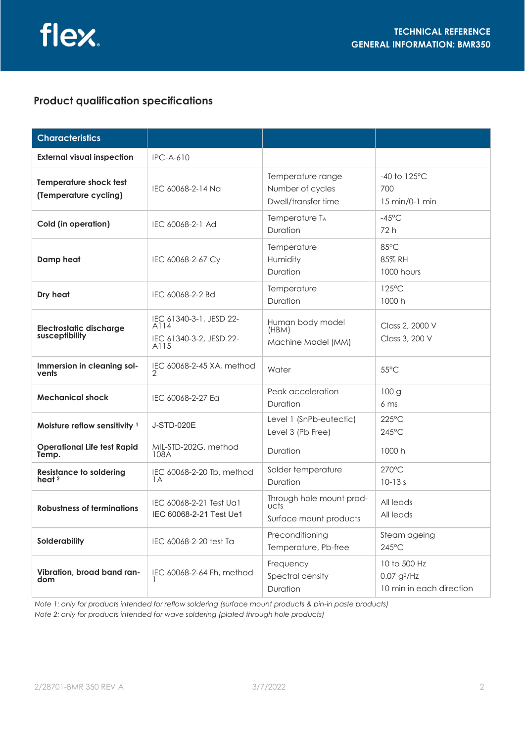## Product qualification specifications

| Characteristics | | | |
|---|---|---|---|
| **External visual inspection** | IPC-A-610 | | |
| **Temperature shock test (Temperature cycling)** | IEC 60068-2-14 Na | Temperature range<br>Number of cycles<br>Dwell/transfer time | -40 to 125°C<br>700<br>15 min/0-1 min |
| **Cold (in operation)** | IEC 60068-2-1 Ad | Temperature $T_A$<br>Duration | -45°C<br>72 h |
| **Damp heat** | IEC 60068-2-67 Cy | Temperature<br>Humidity<br>Duration | 85°C<br>85% RH<br>1000 hours |
| **Dry heat** | IEC 60068-2-2 Bd | Temperature<br>Duration | 125°C<br>1000 h |
| **Electrostatic discharge susceptibility** | IEC 61340-3-1, JESD 22-A114<br>IEC 61340-3-2, JESD 22-A115 | Human body model (HBM)<br>Machine Model (MM) | Class 2, 2000 V<br>Class 3, 200 V |
| **Immersion in cleaning solvents** | IEC 60068-2-45 XA, method 2 | Water | 55°C |
| **Mechanical shock** | IEC 60068-2-27 Ea | Peak acceleration<br>Duration | 100 g<br>6 ms |
| **Moisture reflow sensitivity** [1] | J-STD-020E | Level 1 (SnPb-eutectic)<br>Level 3 (Pb Free) | 225°C<br>245°C |
| **Operational Life test Rapid Temp.** | MIL-STD-202G, method 108A | Duration | 1000 h |
| **Resistance to soldering heat** [2] | IEC 60068-2-20 Tb, method 1A | Solder temperature<br>Duration | 270°C<br>10-13 s |
| **Robustness of terminations** | IEC 60068-2-21 Test Ua1<br>IEC 60068-2-21 Test Ue1 | Through hole mount products<br>Surface mount products | All leads<br>All leads |
| **Solderability** | IEC 60068-2-20 test Ta | Preconditioning<br>Temperature, Pb-free | Steam ageing<br>245°C |
| **Vibration, broad band random** | IEC 60068-2-64 Fh, method 1 | Frequency<br>Spectral density<br>Duration | 10 to 500 Hz<br>0.07 $g^2$/Hz<br>10 min in each direction |

*Note 1: only for products intended for reflow soldering (surface mount products & pin-in paste products)*
*Note 2: only for products intended for wave soldering (plated through hole products)*